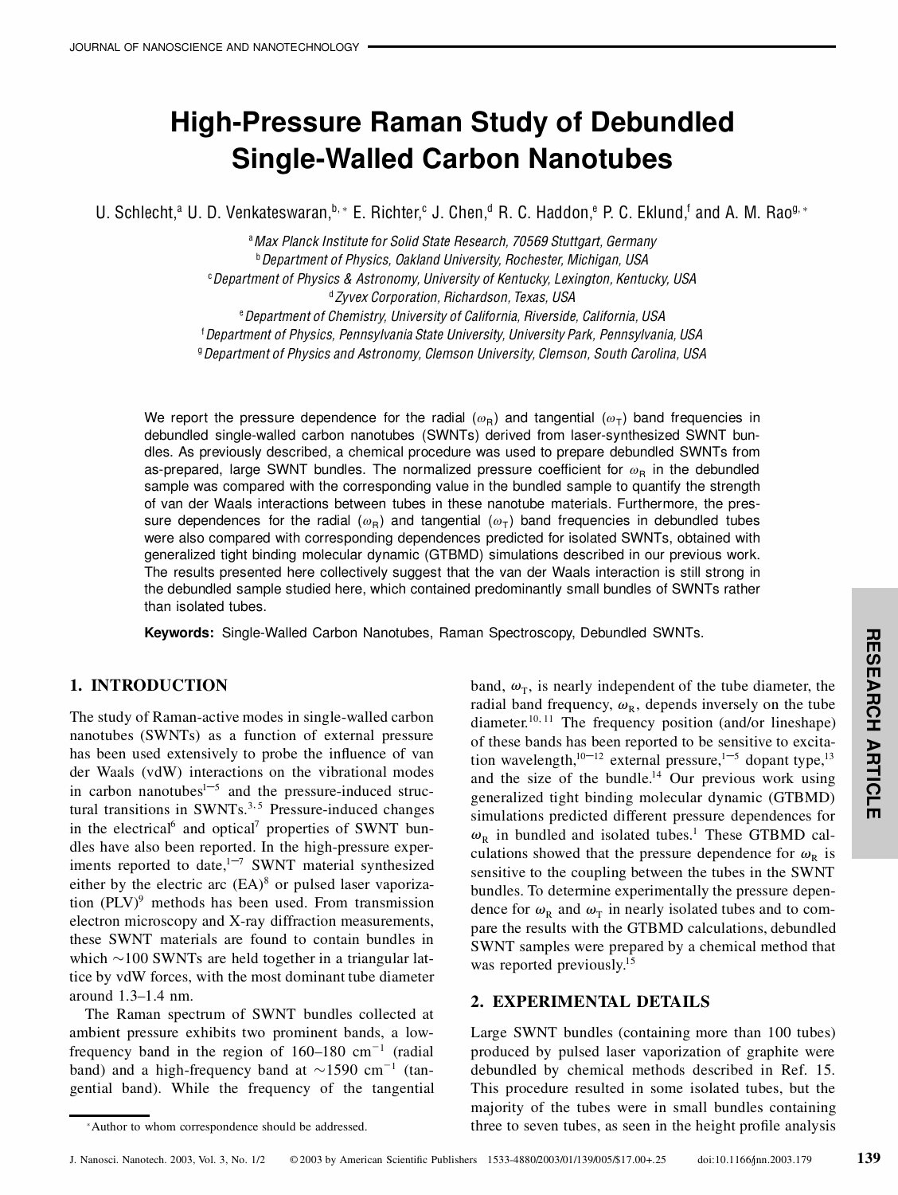# High-Pressure Raman Study of Debundled Single-Walled Carbon Nanotubes

U. Schlecht,[a] U. D. Venkateswaran,[b,*] E. Richter,[c] J. Chen,[d] R. C. Haddon,[e] P. C. Eklund,[f] and A. M. Rao[g,*]

[a] *Max Planck Institute for Solid State Research, 70569 Stuttgart, Germany*
[b] *Department of Physics, Oakland University, Rochester, Michigan, USA*
[c] *Department of Physics & Astronomy, University of Kentucky, Lexington, Kentucky, USA*
[d] *Zyvex Corporation, Richardson, Texas, USA*
[e] *Department of Chemistry, University of California, Riverside, California, USA*
[f] *Department of Physics, Pennsylvania State University, University Park, Pennsylvania, USA*
[g] *Department of Physics and Astronomy, Clemson University, Clemson, South Carolina, USA*

We report the pressure dependence for the radial ($\omega_R$) and tangential ($\omega_T$) band frequencies in debundled single-walled carbon nanotubes (SWNTs) derived from laser-synthesized SWNT bundles. As previously described, a chemical procedure was used to prepare debundled SWNTs from as-prepared, large SWNT bundles. The normalized pressure coefficient for $\omega_R$ in the debundled sample was compared with the corresponding value in the bundled sample to quantify the strength of van der Waals interactions between tubes in these nanotube materials. Furthermore, the pressure dependences for the radial ($\omega_R$) and tangential ($\omega_T$) band frequencies in debundled tubes were also compared with corresponding dependences predicted for isolated SWNTs, obtained with generalized tight binding molecular dynamic (GTBMD) simulations described in our previous work. The results presented here collectively suggest that the van der Waals interaction is still strong in the debundled sample studied here, which contained predominantly small bundles of SWNTs rather than isolated tubes.

**Keywords:** Single-Walled Carbon Nanotubes, Raman Spectroscopy, Debundled SWNTs.

## 1. INTRODUCTION

The study of Raman-active modes in single-walled carbon nanotubes (SWNTs) as a function of external pressure has been used extensively to probe the influence of van der Waals (vdW) interactions on the vibrational modes in carbon nanotubes[1–5] and the pressure-induced structural transitions in SWNTs.[3,5] Pressure-induced changes in the electrical[6] and optical[7] properties of SWNT bundles have also been reported. In the high-pressure experiments reported to date,[1–7] SWNT material synthesized either by the electric arc (EA)[8] or pulsed laser vaporization (PLV)[9] methods has been used. From transmission electron microscopy and X-ray diffraction measurements, these SWNT materials are found to contain bundles in which ~100 SWNTs are held together in a triangular lattice by vdW forces, with the most dominant tube diameter around 1.3–1.4 nm.

The Raman spectrum of SWNT bundles collected at ambient pressure exhibits two prominent bands, a low-frequency band in the region of 160–180 cm$^{-1}$ (radial band) and a high-frequency band at ~1590 cm$^{-1}$ (tangential band). While the frequency of the tangential band, $\omega_T$, is nearly independent of the tube diameter, the radial band frequency, $\omega_R$, depends inversely on the tube diameter.[10,11] The frequency position (and/or lineshape) of these bands has been reported to be sensitive to excitation wavelength,[10–12] external pressure,[1–5] dopant type,[13] and the size of the bundle.[14] Our previous work using generalized tight binding molecular dynamic (GTBMD) simulations predicted different pressure dependences for $\omega_R$ in bundled and isolated tubes.[1] These GTBMD calculations showed that the pressure dependence for $\omega_R$ is sensitive to the coupling between the tubes in the SWNT bundles. To determine experimentally the pressure dependence for $\omega_R$ and $\omega_T$ in nearly isolated tubes and to compare the results with the GTBMD calculations, debundled SWNT samples were prepared by a chemical method that was reported previously.[15]

## 2. EXPERIMENTAL DETAILS

Large SWNT bundles (containing more than 100 tubes) produced by pulsed laser vaporization of graphite were debundled by chemical methods described in Ref. 15. This procedure resulted in some isolated tubes, but the majority of the tubes were in small bundles containing three to seven tubes, as seen in the height profile analysis

*Author to whom correspondence should be addressed.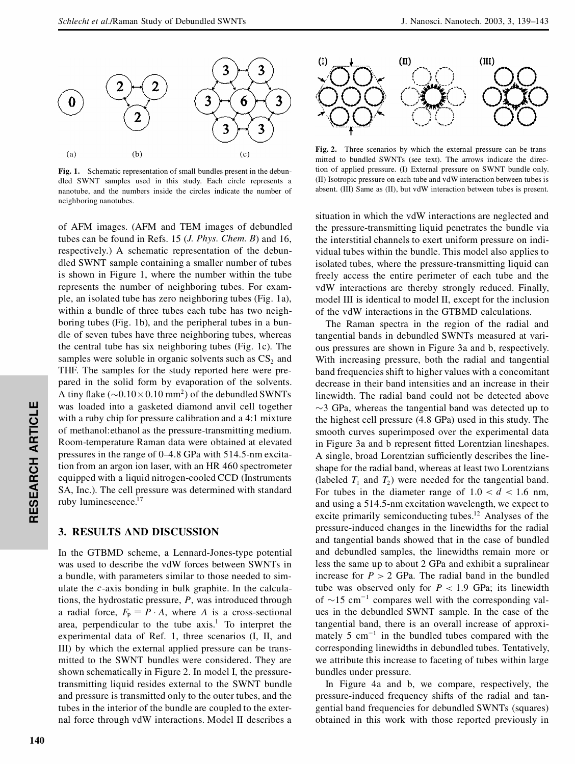Fig. 1. Schematic representation of small bundles present in the debundled SWNT samples used in this study. Each circle represents a nanotube, and the numbers inside the circles indicate the number of neighboring nanotubes.

Fig. 2. Three scenarios by which the external pressure can be transmitted to bundled SWNTs (see text). The arrows indicate the direction of applied pressure. (I) External pressure on SWNT bundle only. (II) Isotropic pressure on each tube and vdW interaction between tubes is absent. (III) Same as (II), but vdW interaction between tubes is present.

of AFM images. (AFM and TEM images of debundled tubes can be found in Refs. 15 (*J. Phys. Chem. B*) and 16, respectively.) A schematic representation of the debundled SWNT sample containing a smaller number of tubes is shown in Figure 1, where the number within the tube represents the number of neighboring tubes. For example, an isolated tube has zero neighboring tubes (Fig. 1a), within a bundle of three tubes each tube has two neighboring tubes (Fig. 1b), and the peripheral tubes in a bundle of seven tubes have three neighboring tubes, whereas the central tube has six neighboring tubes (Fig. 1c). The samples were soluble in organic solvents such as $CS_2$ and THF. The samples for the study reported here were prepared in the solid form by evaporation of the solvents. A tiny flake ($\sim 0.10 \times 0.10$ mm$^2$) of the debundled SWNTs was loaded into a gasketed diamond anvil cell together with a ruby chip for pressure calibration and a 4:1 mixture of methanol:ethanol as the pressure-transmitting medium. Room-temperature Raman data were obtained at elevated pressures in the range of 0–4.8 GPa with 514.5-nm excitation from an argon ion laser, with an HR 460 spectrometer equipped with a liquid nitrogen-cooled CCD (Instruments SA, Inc.). The cell pressure was determined with standard ruby luminescence.[17]

## 3. RESULTS AND DISCUSSION

In the GTBMD scheme, a Lennard-Jones-type potential was used to describe the vdW forces between SWNTs in a bundle, with parameters similar to those needed to simulate the *c*-axis bonding in bulk graphite. In the calculations, the hydrostatic pressure, $P$, was introduced through a radial force, $F_P = P \cdot A$, where $A$ is a cross-sectional area, perpendicular to the tube axis.[1] To interpret the experimental data of Ref. 1, three scenarios (I, II, and III) by which the external applied pressure can be transmitted to the SWNT bundles were considered. They are shown schematically in Figure 2. In model I, the pressure-transmitting liquid resides external to the SWNT bundle and pressure is transmitted only to the outer tubes, and the tubes in the interior of the bundle are coupled to the external force through vdW interactions. Model II describes a situation in which the vdW interactions are neglected and the pressure-transmitting liquid penetrates the bundle via the interstitial channels to exert uniform pressure on individual tubes within the bundle. This model also applies to isolated tubes, where the pressure-transmitting liquid can freely access the entire perimeter of each tube and the vdW interactions are thereby strongly reduced. Finally, model III is identical to model II, except for the inclusion of the vdW interactions in the GTBMD calculations.

The Raman spectra in the region of the radial and tangential bands in debundled SWNTs measured at various pressures are shown in Figure 3a and b, respectively. With increasing pressure, both the radial and tangential band frequencies shift to higher values with a concomitant decrease in their band intensities and an increase in their linewidth. The radial band could not be detected above $\sim$3 GPa, whereas the tangential band was detected up to the highest cell pressure (4.8 GPa) used in this study. The smooth curves superimposed over the experimental data in Figure 3a and b represent fitted Lorentzian lineshapes. A single, broad Lorentzian sufficiently describes the lineshape for the radial band, whereas at least two Lorentzians (labeled $T_1$ and $T_2$) were needed for the tangential band. For tubes in the diameter range of $1.0 < d < 1.6$ nm, and using a 514.5-nm excitation wavelength, we expect to excite primarily semiconducting tubes.[12] Analyses of the pressure-induced changes in the linewidths for the radial and tangential bands showed that in the case of bundled and debundled samples, the linewidths remain more or less the same up to about 2 GPa and exhibit a supralinear increase for $P > 2$ GPa. The radial band in the bundled tube was observed only for $P < 1.9$ GPa; its linewidth of $\sim$15 cm$^{-1}$ compares well with the corresponding values in the debundled SWNT sample. In the case of the tangential band, there is an overall increase of approximately 5 cm$^{-1}$ in the bundled tubes compared with the corresponding linewidths in debundled tubes. Tentatively, we attribute this increase to faceting of tubes within large bundles under pressure.

In Figure 4a and b, we compare, respectively, the pressure-induced frequency shifts of the radial and tangential band frequencies for debundled SWNTs (squares) obtained in this work with those reported previously in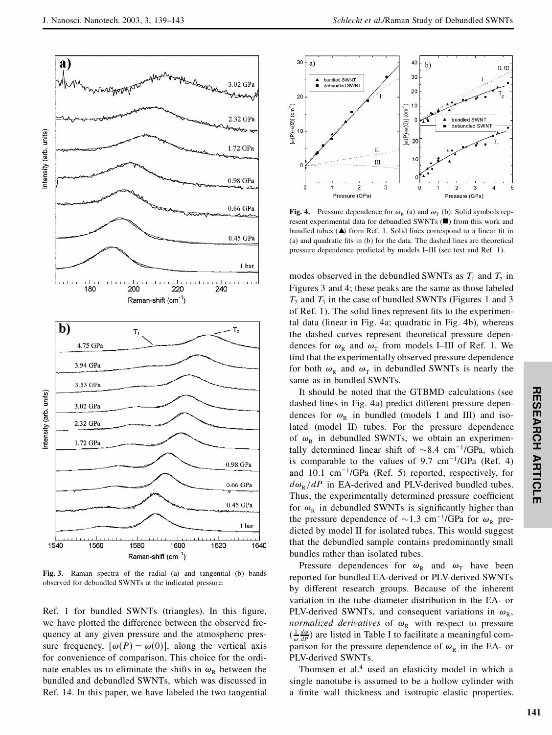**Fig. 3.** Raman spectra of the radial (a) and tangential (b) bands observed for debundled SWNTs at the indicated pressure.

**Fig. 4.** Pressure dependence for $\omega_R$ (a) and $\omega_T$ (b). Solid symbols represent experimental data for debundled SWNTs (■) from this work and bundled tubes (▲) from Ref. 1. Solid lines correspond to a linear fit in (a) and quadratic fits in (b) for the data. The dashed lines are theoretical pressure dependence predicted by models I–III (see text and Ref. 1).

Ref. 1 for bundled SWNTs (triangles). In this figure, we have plotted the difference between the observed frequency at any given pressure and the atmospheric pressure frequency, $[\omega(P) - \omega(0)]$, along the vertical axis for convenience of comparison. This choice for the ordinate enables us to eliminate the shifts in $\omega_R$ between the bundled and debundled SWNTs, which was discussed in Ref. 14. In this paper, we have labeled the two tangential modes observed in the debundled SWNTs as $T_1$ and $T_2$ in Figures 3 and 4; these peaks are the same as those labeled $T_2$ and $T_3$ in the case of bundled SWNTs (Figures 1 and 3 of Ref. 1). The solid lines represent fits to the experimental data (linear in Fig. 4a; quadratic in Fig. 4b), whereas the dashed curves represent theoretical pressure dependences for $\omega_R$ and $\omega_T$ from models I–III of Ref. 1. We find that the experimentally observed pressure dependence for both $\omega_R$ and $\omega_T$ in debundled SWNTs is nearly the same as in bundled SWNTs.

It should be noted that the GTBMD calculations (see dashed lines in Fig. 4a) predict different pressure dependences for $\omega_R$ in bundled (models I and III) and isolated (model II) tubes. For the pressure dependence of $\omega_R$ in debundled SWNTs, we obtain an experimentally determined linear shift of $\sim$8.4 cm$^{-1}$/GPa, which is comparable to the values of 9.7 cm$^{-1}$/GPa (Ref. 4) and 10.1 cm$^{-1}$/GPa (Ref. 5) reported, respectively, for $d\omega_R/dP$ in EA-derived and PLV-derived bundled tubes. Thus, the experimentally determined pressure coefficient for $\omega_R$ in debundled SWNTs is significantly higher than the pressure dependence of $\sim$1.3 cm$^{-1}$/GPa for $\omega_R$ predicted by model II for isolated tubes. This would suggest that the debundled sample contains predominantly small bundles rather than isolated tubes.

Pressure dependences for $\omega_R$ and $\omega_T$ have been reported for bundled EA-derived or PLV-derived SWNTs by different research groups. Because of the inherent variation in the tube diameter distribution in the EA- or PLV-derived SWNTs, and consequent variations in $\omega_R$, *normalized derivatives* of $\omega_R$ with respect to pressure $(\frac{1}{\omega}\frac{d\omega}{dP})$ are listed in Table I to facilitate a meaningful comparison for the pressure dependence of $\omega_R$ in the EA- or PLV-derived SWNTs.

Thomsen et al.[4] used an elasticity model in which a single nanotube is assumed to be a hollow cylinder with a finite wall thickness and isotropic elastic properties.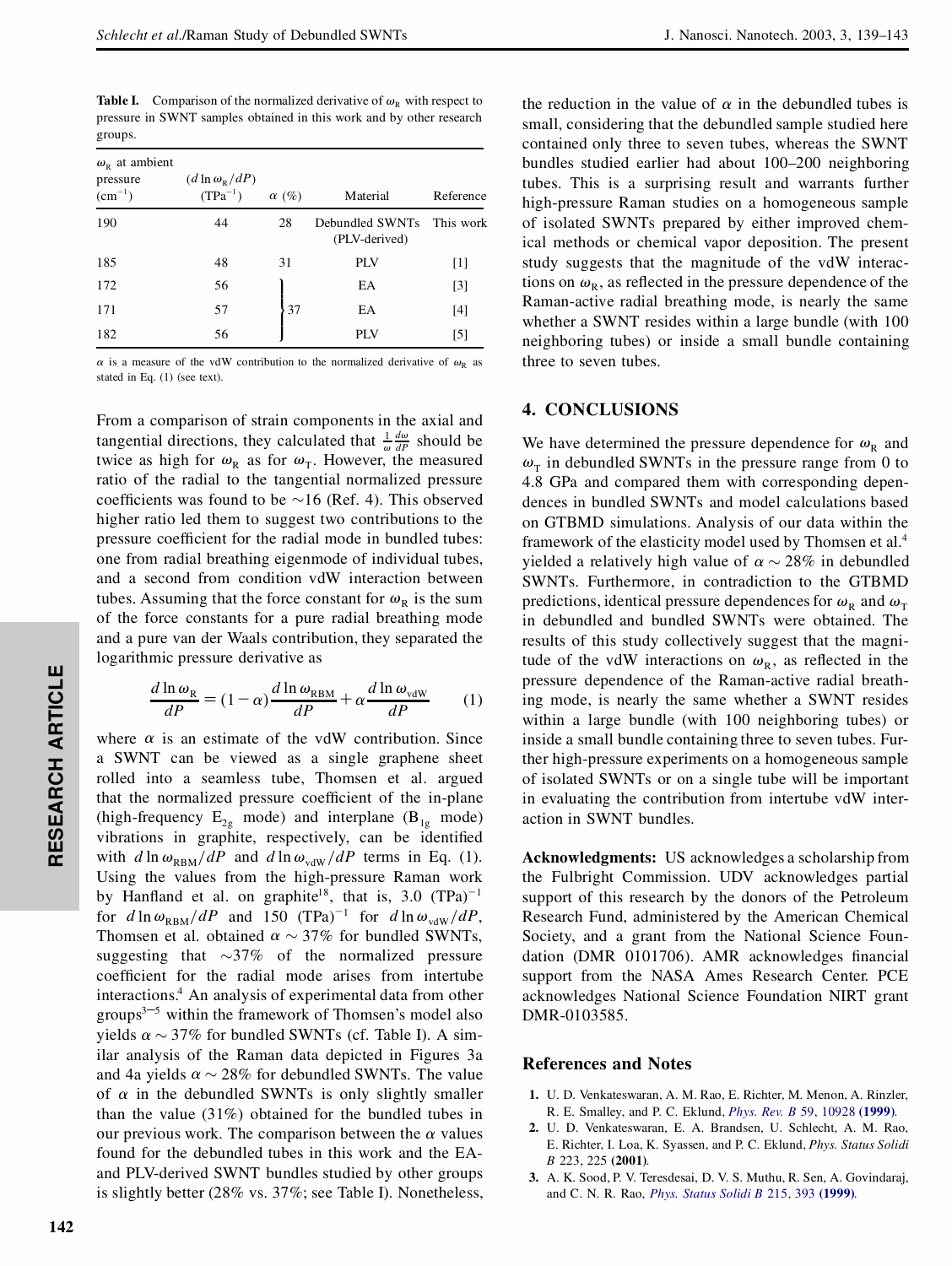**Table I.** Comparison of the normalized derivative of $\omega_R$ with respect to pressure in SWNT samples obtained in this work and by other research groups.

| $\omega_R$ at ambient pressure ($cm^{-1}$) | $(d \ln \omega_R/dP)$ ($TPa^{-1}$) | $\alpha$ (%) | Material | Reference |
|---|---|---|---|---|
| 190 | 44 | 28 | Debundled SWNTs (PLV-derived) | This work |
| 185 | 48 | 31 | PLV | [1] |
| 172 | 56 | 37 | EA | [3] |
| 171 | 57 | 37 | EA | [4] |
| 182 | 56 | 37 | PLV | [5] |

$\alpha$ is a measure of the vdW contribution to the normalized derivative of $\omega_R$ as stated in Eq. (1) (see text).

From a comparison of strain components in the axial and tangential directions, they calculated that $\frac{1}{\omega}\frac{d\omega}{dP}$ should be twice as high for $\omega_R$ as for $\omega_T$. However, the measured ratio of the radial to the tangential normalized pressure coefficients was found to be ~16 (Ref. 4). This observed higher ratio led them to suggest two contributions to the pressure coefficient for the radial mode in bundled tubes: one from radial breathing eigenmode of individual tubes, and a second from condition vdW interaction between tubes. Assuming that the force constant for $\omega_R$ is the sum of the force constants for a pure radial breathing mode and a pure van der Waals contribution, they separated the logarithmic pressure derivative as

$$\frac{d \ln \omega_R}{dP} = (1-\alpha)\frac{d \ln \omega_{RBM}}{dP} + \alpha \frac{d \ln \omega_{vdW}}{dP} \qquad (1)$$

where $\alpha$ is an estimate of the vdW contribution. Since a SWNT can be viewed as a single graphene sheet rolled into a seamless tube, Thomsen et al. argued that the normalized pressure coefficient of the in-plane (high-frequency $E_{2g}$ mode) and interplane ($B_{1g}$ mode) vibrations in graphite, respectively, can be identified with $d \ln \omega_{RBM}/dP$ and $d \ln \omega_{vdW}/dP$ terms in Eq. (1). Using the values from the high-pressure Raman work by Hanfland et al. on graphite[18], that is, 3.0 $(TPa)^{-1}$ for $d \ln \omega_{RBM}/dP$ and 150 $(TPa)^{-1}$ for $d \ln \omega_{vdW}/dP$, Thomsen et al. obtained $\alpha \sim 37\%$ for bundled SWNTs, suggesting that ~37% of the normalized pressure coefficient for the radial mode arises from intertube interactions.[4] An analysis of experimental data from other groups[3–5] within the framework of Thomsen's model also yields $\alpha \sim 37\%$ for bundled SWNTs (cf. Table I). A similar analysis of the Raman data depicted in Figures 3a and 4a yields $\alpha \sim 28\%$ for debundled SWNTs. The value of $\alpha$ in the debundled SWNTs is only slightly smaller than the value (31%) obtained for the bundled tubes in our previous work. The comparison between the $\alpha$ values found for the debundled tubes in this work and the EA- and PLV-derived SWNT bundles studied by other groups is slightly better (28% vs. 37%; see Table I). Nonetheless, the reduction in the value of $\alpha$ in the debundled tubes is small, considering that the debundled sample studied here contained only three to seven tubes, whereas the SWNT bundles studied earlier had about 100–200 neighboring tubes. This is a surprising result and warrants further high-pressure Raman studies on a homogeneous sample of isolated SWNTs prepared by either improved chemical methods or chemical vapor deposition. The present study suggests that the magnitude of the vdW interactions on $\omega_R$, as reflected in the pressure dependence of the Raman-active radial breathing mode, is nearly the same whether a SWNT resides within a large bundle (with 100 neighboring tubes) or inside a small bundle containing three to seven tubes.

## 4. CONCLUSIONS

We have determined the pressure dependence for $\omega_R$ and $\omega_T$ in debundled SWNTs in the pressure range from 0 to 4.8 GPa and compared them with corresponding dependences in bundled SWNTs and model calculations based on GTBMD simulations. Analysis of our data within the framework of the elasticity model used by Thomsen et al.[4] yielded a relatively high value of $\alpha \sim 28\%$ in debundled SWNTs. Furthermore, in contradiction to the GTBMD predictions, identical pressure dependences for $\omega_R$ and $\omega_T$ in debundled and bundled SWNTs were obtained. The results of this study collectively suggest that the magnitude of the vdW interactions on $\omega_R$, as reflected in the pressure dependence of the Raman-active radial breathing mode, is nearly the same whether a SWNT resides within a large bundle (with 100 neighboring tubes) or inside a small bundle containing three to seven tubes. Further high-pressure experiments on a homogeneous sample of isolated SWNTs or on a single tube will be important in evaluating the contribution from intertube vdW interaction in SWNT bundles.

**Acknowledgments:** US acknowledges a scholarship from the Fulbright Commission. UDV acknowledges partial support of this research by the donors of the Petroleum Research Fund, administered by the American Chemical Society, and a grant from the National Science Foundation (DMR 0101706). AMR acknowledges financial support from the NASA Ames Research Center. PCE acknowledges National Science Foundation NIRT grant DMR-0103585.

## References and Notes

1. U. D. Venkateswaran, A. M. Rao, E. Richter, M. Menon, A. Rinzler, R. E. Smalley, and P. C. Eklund, *Phys. Rev. B* 59, 10928 **(1999)**.
2. U. D. Venkateswaran, E. A. Brandsen, U. Schlecht, A. M. Rao, E. Richter, I. Loa, K. Syassen, and P. C. Eklund, *Phys. Status Solidi B* 223, 225 **(2001)**.
3. A. K. Sood, P. V. Teresdesai, D. V. S. Muthu, R. Sen, A. Govindaraj, and C. N. R. Rao, *Phys. Status Solidi B* 215, 393 **(1999)**.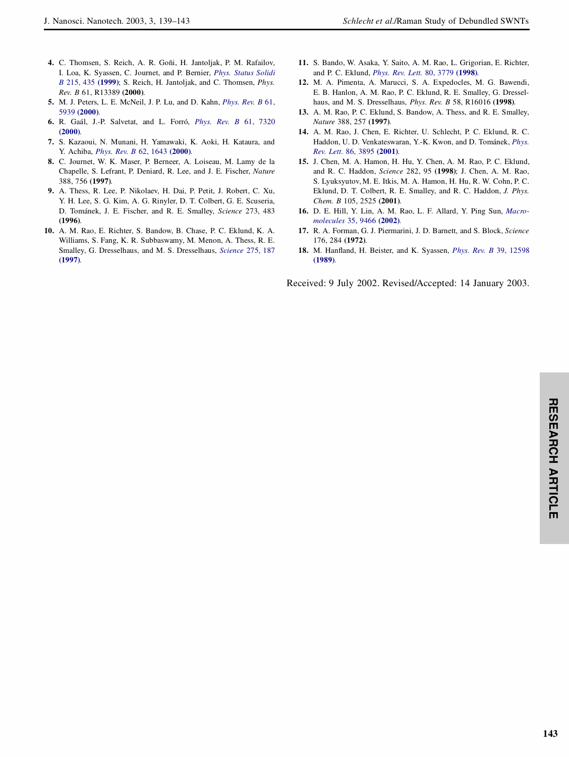4. C. Thomsen, S. Reich, A. R. Goñi, H. Jantoljak, P. M. Rafailov, I. Loa, K. Syassen, C. Journet, and P. Bernier, *Phys. Status Solidi B* 215, 435 **(1999)**; S. Reich, H. Jantoljak, and C. Thomsen, *Phys. Rev. B* 61, R13389 **(2000)**.
5. M. J. Peters, L. E. McNeil, J. P. Lu, and D. Kahn, *Phys. Rev. B* 61, 5939 **(2000)**.
6. R. Gaál, J.-P. Salvetat, and L. Forró, *Phys. Rev. B* 61, 7320 **(2000)**.
7. S. Kazaoui, N. Munani, H. Yamawaki, K. Aoki, H. Kataura, and Y. Achiba, *Phys. Rev. B* 62, 1643 **(2000)**.
8. C. Journet, W. K. Maser, P. Berneer, A. Loiseau, M. Lamy de la Chapelle, S. Lefrant, P. Deniard, R. Lee, and J. E. Fischer, *Nature* 388, 756 **(1997)**.
9. A. Thess, R. Lee, P. Nikolaev, H. Dai, P. Petit, J. Robert, C. Xu, Y. H. Lee, S. G. Kim, A. G. Rinyler, D. T. Colbert, G. E. Scuseria, D. Tománek, J. E. Fischer, and R. E. Smalley, *Science* 273, 483 **(1996)**.
10. A. M. Rao, E. Richter, S. Bandow, B. Chase, P. C. Eklund, K. A. Williams, S. Fang, K. R. Subbaswamy, M. Menon, A. Thess, R. E. Smalley, G. Dresselhaus, and M. S. Dresselhaus, *Science* 275, 187 **(1997)**.
11. S. Bando, W. Asaka, Y. Saito, A. M. Rao, L. Grigorian, E. Richter, and P. C. Eklund, *Phys. Rev. Lett.* 80, 3779 **(1998)**.
12. M. A. Pimenta, A. Marucci, S. A. Expedocles, M. G. Bawendi, E. B. Hanlon, A. M. Rao, P. C. Eklund, R. E. Smalley, G. Dresselhaus, and M. S. Dresselhaus, *Phys. Rev. B* 58, R16016 **(1998)**.
13. A. M. Rao, P. C. Eklund, S. Bandow, A. Thess, and R. E. Smalley, *Nature* 388, 257 **(1997)**.
14. A. M. Rao, J. Chen, E. Richter, U. Schlecht, P. C. Eklund, R. C. Haddon, U. D. Venkateswaran, Y.-K. Kwon, and D. Tománek, *Phys. Rev. Lett.* 86, 3895 **(2001)**.
15. J. Chen, M. A. Hamon, H. Hu, Y. Chen, A. M. Rao, P. C. Eklund, and R. C. Haddon, *Science* 282, 95 **(1998)**; J. Chen, A. M. Rao, S. Lyuksyutov, M. E. Itkis, M. A. Hamon, H. Hu, R. W. Cohn, P. C. Eklund, D. T. Colbert, R. E. Smalley, and R. C. Haddon, *J. Phys. Chem. B* 105, 2525 **(2001)**.
16. D. E. Hill, Y. Lin, A. M. Rao, L. F. Allard, Y. Ping Sun, *Macromolecules* 35, 9466 **(2002)**.
17. R. A. Forman, G. J. Piermarini, J. D. Barnett, and S. Block, *Science* 176, 284 **(1972)**.
18. M. Hanfland, H. Beister, and K. Syassen, *Phys. Rev. B* 39, 12598 **(1989)**.

Received: 9 July 2002. Revised/Accepted: 14 January 2003.